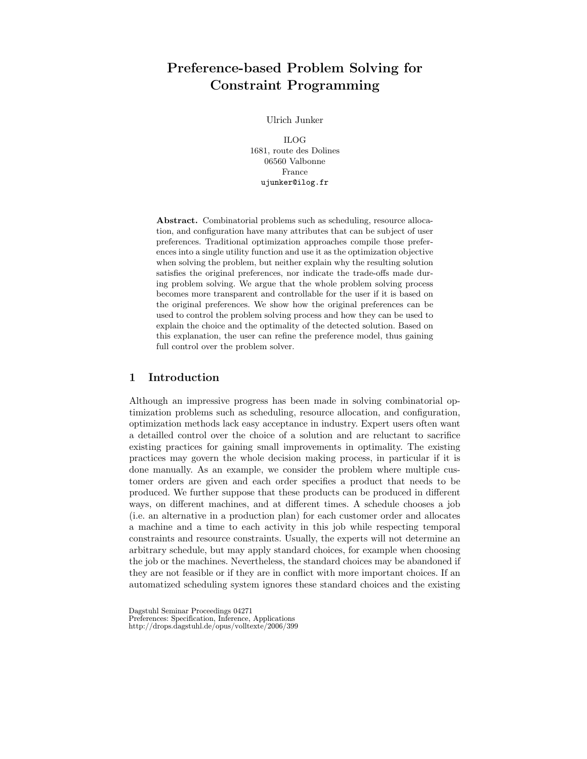# Preference-based Problem Solving for Constraint Programming

Ulrich Junker

ILOG
1681, route des Dolines
06560 Valbonne
France
ujunker@ilog.fr

**Abstract.** Combinatorial problems such as scheduling, resource allocation, and configuration have many attributes that can be subject of user preferences. Traditional optimization approaches compile those preferences into a single utility function and use it as the optimization objective when solving the problem, but neither explain why the resulting solution satisfies the original preferences, nor indicate the trade-offs made during problem solving. We argue that the whole problem solving process becomes more transparent and controllable for the user if it is based on the original preferences. We show how the original preferences can be used to control the problem solving process and how they can be used to explain the choice and the optimality of the detected solution. Based on this explanation, the user can refine the preference model, thus gaining full control over the problem solver.

## 1 Introduction

Although an impressive progress has been made in solving combinatorial optimization problems such as scheduling, resource allocation, and configuration, optimization methods lack easy acceptance in industry. Expert users often want a detailled control over the choice of a solution and are reluctant to sacrifice existing practices for gaining small improvements in optimality. The existing practices may govern the whole decision making process, in particular if it is done manually. As an example, we consider the problem where multiple customer orders are given and each order specifies a product that needs to be produced. We further suppose that these products can be produced in different ways, on different machines, and at different times. A schedule chooses a job (i.e. an alternative in a production plan) for each customer order and allocates a machine and a time to each activity in this job while respecting temporal constraints and resource constraints. Usually, the experts will not determine an arbitrary schedule, but may apply standard choices, for example when choosing the job or the machines. Nevertheless, the standard choices may be abandoned if they are not feasible or if they are in conflict with more important choices. If an automatized scheduling system ignores these standard choices and the existing

Dagstuhl Seminar Proceedings 04271
Preferences: Specification, Inference, Applications
http://drops.dagstuhl.de/opus/volltexte/2006/399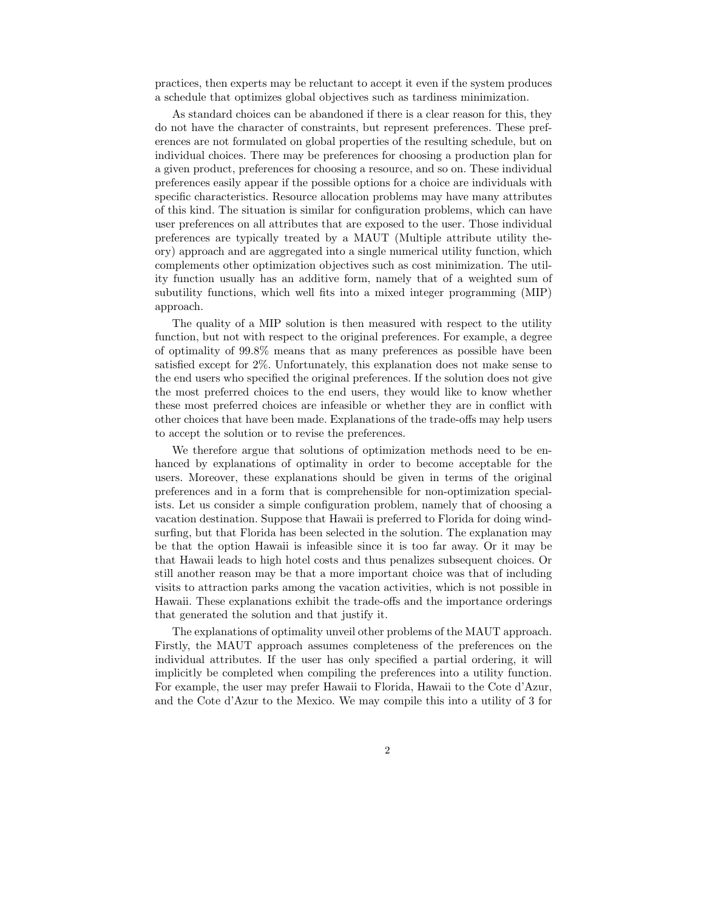practices, then experts may be reluctant to accept it even if the system produces a schedule that optimizes global objectives such as tardiness minimization.

As standard choices can be abandoned if there is a clear reason for this, they do not have the character of constraints, but represent preferences. These preferences are not formulated on global properties of the resulting schedule, but on individual choices. There may be preferences for choosing a production plan for a given product, preferences for choosing a resource, and so on. These individual preferences easily appear if the possible options for a choice are individuals with specific characteristics. Resource allocation problems may have many attributes of this kind. The situation is similar for configuration problems, which can have user preferences on all attributes that are exposed to the user. Those individual preferences are typically treated by a MAUT (Multiple attribute utility theory) approach and are aggregated into a single numerical utility function, which complements other optimization objectives such as cost minimization. The utility function usually has an additive form, namely that of a weighted sum of subutility functions, which well fits into a mixed integer programming (MIP) approach.

The quality of a MIP solution is then measured with respect to the utility function, but not with respect to the original preferences. For example, a degree of optimality of 99.8% means that as many preferences as possible have been satisfied except for 2%. Unfortunately, this explanation does not make sense to the end users who specified the original preferences. If the solution does not give the most preferred choices to the end users, they would like to know whether these most preferred choices are infeasible or whether they are in conflict with other choices that have been made. Explanations of the trade-offs may help users to accept the solution or to revise the preferences.

We therefore argue that solutions of optimization methods need to be enhanced by explanations of optimality in order to become acceptable for the users. Moreover, these explanations should be given in terms of the original preferences and in a form that is comprehensible for non-optimization specialists. Let us consider a simple configuration problem, namely that of choosing a vacation destination. Suppose that Hawaii is preferred to Florida for doing windsurfing, but that Florida has been selected in the solution. The explanation may be that the option Hawaii is infeasible since it is too far away. Or it may be that Hawaii leads to high hotel costs and thus penalizes subsequent choices. Or still another reason may be that a more important choice was that of including visits to attraction parks among the vacation activities, which is not possible in Hawaii. These explanations exhibit the trade-offs and the importance orderings that generated the solution and that justify it.

The explanations of optimality unveil other problems of the MAUT approach. Firstly, the MAUT approach assumes completeness of the preferences on the individual attributes. If the user has only specified a partial ordering, it will implicitly be completed when compiling the preferences into a utility function. For example, the user may prefer Hawaii to Florida, Hawaii to the Cote d'Azur, and the Cote d'Azur to the Mexico. We may compile this into a utility of 3 for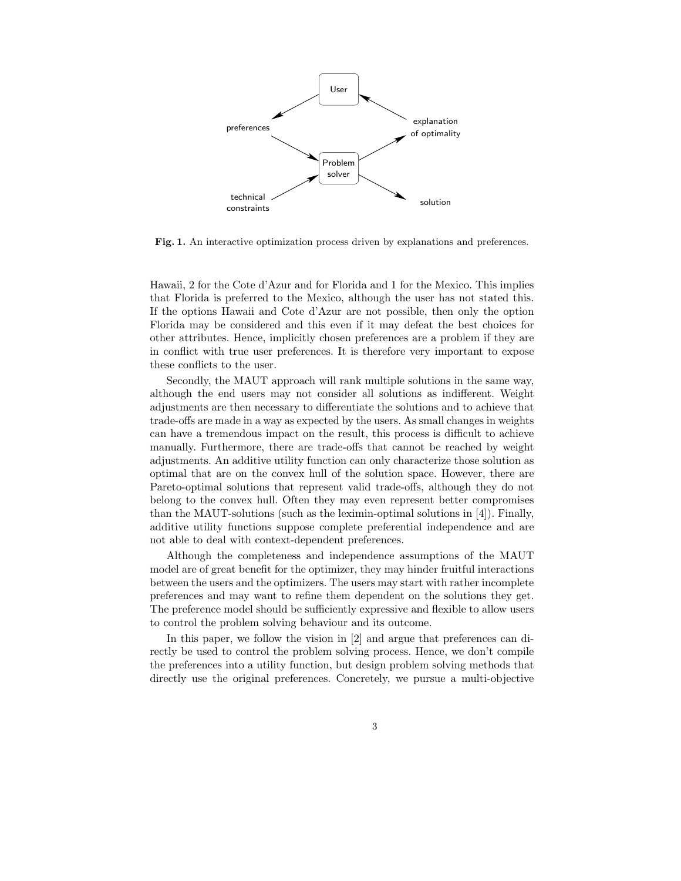Fig. 1. An interactive optimization process driven by explanations and preferences.

Hawaii, 2 for the Cote d'Azur and for Florida and 1 for the Mexico. This implies that Florida is preferred to the Mexico, although the user has not stated this. If the options Hawaii and Cote d'Azur are not possible, then only the option Florida may be considered and this even if it may defeat the best choices for other attributes. Hence, implicitly chosen preferences are a problem if they are in conflict with true user preferences. It is therefore very important to expose these conflicts to the user.

Secondly, the MAUT approach will rank multiple solutions in the same way, although the end users may not consider all solutions as indifferent. Weight adjustments are then necessary to differentiate the solutions and to achieve that trade-offs are made in a way as expected by the users. As small changes in weights can have a tremendous impact on the result, this process is difficult to achieve manually. Furthermore, there are trade-offs that cannot be reached by weight adjustments. An additive utility function can only characterize those solution as optimal that are on the convex hull of the solution space. However, there are Pareto-optimal solutions that represent valid trade-offs, although they do not belong to the convex hull. Often they may even represent better compromises than the MAUT-solutions (such as the leximin-optimal solutions in [4]). Finally, additive utility functions suppose complete preferential independence and are not able to deal with context-dependent preferences.

Although the completeness and independence assumptions of the MAUT model are of great benefit for the optimizer, they may hinder fruitful interactions between the users and the optimizers. The users may start with rather incomplete preferences and may want to refine them dependent on the solutions they get. The preference model should be sufficiently expressive and flexible to allow users to control the problem solving behaviour and its outcome.

In this paper, we follow the vision in [2] and argue that preferences can directly be used to control the problem solving process. Hence, we don't compile the preferences into a utility function, but design problem solving methods that directly use the original preferences. Concretely, we pursue a multi-objective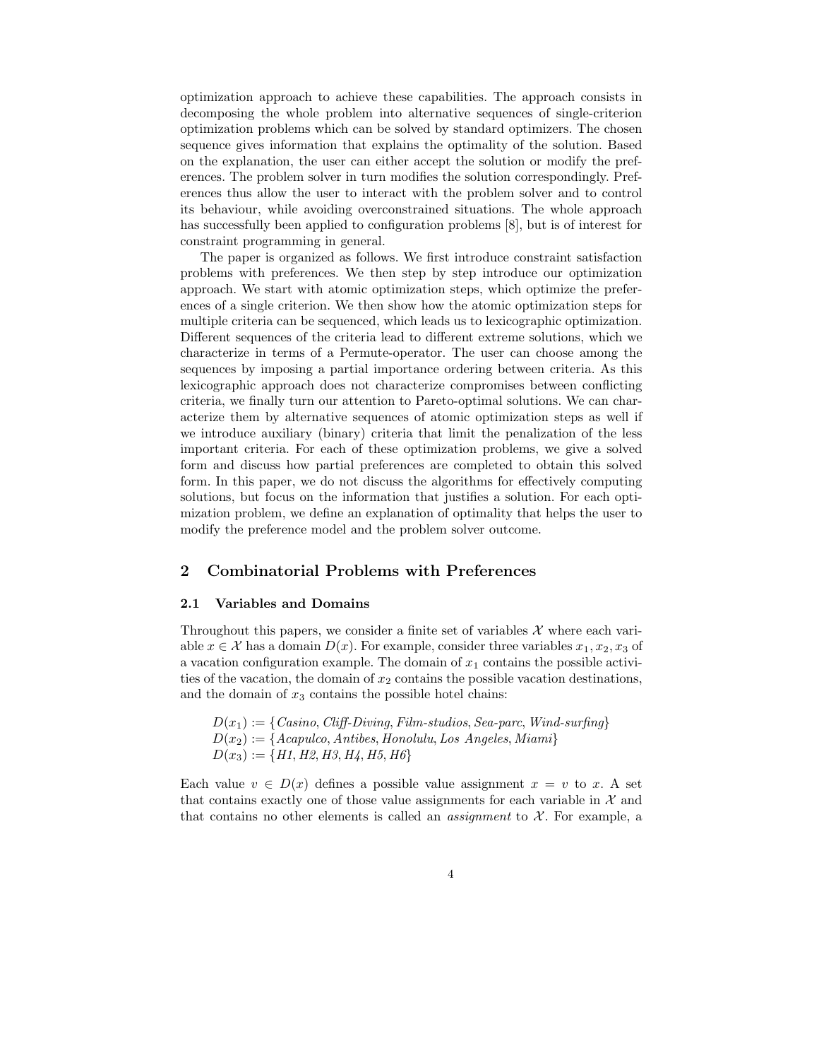optimization approach to achieve these capabilities. The approach consists in decomposing the whole problem into alternative sequences of single-criterion optimization problems which can be solved by standard optimizers. The chosen sequence gives information that explains the optimality of the solution. Based on the explanation, the user can either accept the solution or modify the preferences. The problem solver in turn modifies the solution correspondingly. Preferences thus allow the user to interact with the problem solver and to control its behaviour, while avoiding overconstrained situations. The whole approach has successfully been applied to configuration problems [8], but is of interest for constraint programming in general.

The paper is organized as follows. We first introduce constraint satisfaction problems with preferences. We then step by step introduce our optimization approach. We start with atomic optimization steps, which optimize the preferences of a single criterion. We then show how the atomic optimization steps for multiple criteria can be sequenced, which leads us to lexicographic optimization. Different sequences of the criteria lead to different extreme solutions, which we characterize in terms of a Permute-operator. The user can choose among the sequences by imposing a partial importance ordering between criteria. As this lexicographic approach does not characterize compromises between conflicting criteria, we finally turn our attention to Pareto-optimal solutions. We can characterize them by alternative sequences of atomic optimization steps as well if we introduce auxiliary (binary) criteria that limit the penalization of the less important criteria. For each of these optimization problems, we give a solved form and discuss how partial preferences are completed to obtain this solved form. In this paper, we do not discuss the algorithms for effectively computing solutions, but focus on the information that justifies a solution. For each optimization problem, we define an explanation of optimality that helps the user to modify the preference model and the problem solver outcome.

## 2 Combinatorial Problems with Preferences

### 2.1 Variables and Domains

Throughout this papers, we consider a finite set of variables $\mathcal{X}$ where each variable $x \in \mathcal{X}$ has a domain $D(x)$. For example, consider three variables $x_1, x_2, x_3$ of a vacation configuration example. The domain of $x_1$ contains the possible activities of the vacation, the domain of $x_2$ contains the possible vacation destinations, and the domain of $x_3$ contains the possible hotel chains:

$D(x_1) := \{$*Casino*, *Cliff-Diving*, *Film-studios*, *Sea-parc*, *Wind-surfing*$\}$
$D(x_2) := \{$*Acapulco*, *Antibes*, *Honolulu*, *Los Angeles*, *Miami*$\}$
$D(x_3) := \{$*H1*, *H2*, *H3*, *H4*, *H5*, *H6*$\}$

Each value $v \in D(x)$ defines a possible value assignment $x = v$ to $x$. A set that contains exactly one of those value assignments for each variable in $\mathcal{X}$ and that contains no other elements is called an *assignment* to $\mathcal{X}$. For example, a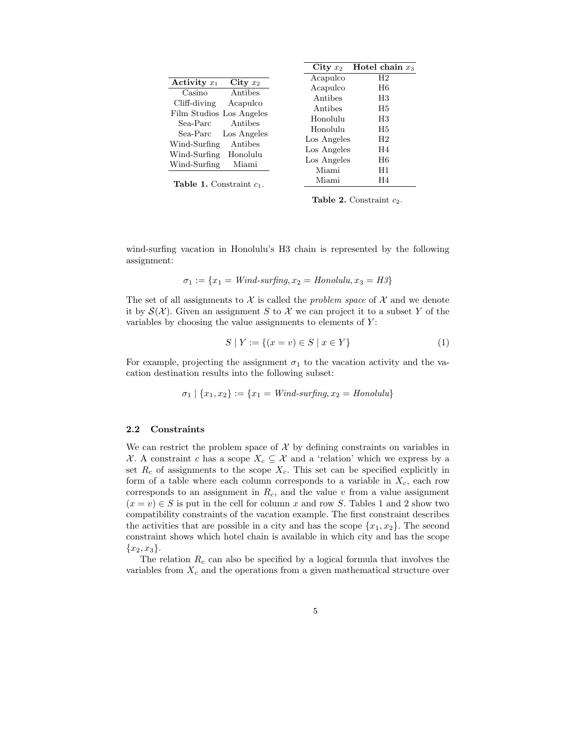| **Activity** $x_1$ | **City** $x_2$ |
| --- | --- |
| Casino | Antibes |
| Cliff-diving | Acapulco |
| Film Studios | Los Angeles |
| Sea-Parc | Antibes |
| Sea-Parc | Los Angeles |
| Wind-Surfing | Antibes |
| Wind-Surfing | Honolulu |
| Wind-Surfing | Miami |

**Table 1.** Constraint $c_1$.

| **City** $x_2$ | **Hotel chain** $x_3$ |
| --- | --- |
| Acapulco | H2 |
| Acapulco | H6 |
| Antibes | H3 |
| Antibes | H5 |
| Honolulu | H3 |
| Honolulu | H5 |
| Los Angeles | H2 |
| Los Angeles | H4 |
| Los Angeles | H6 |
| Miami | H1 |
| Miami | H4 |

**Table 2.** Constraint $c_2$.

wind-surfing vacation in Honolulu's H3 chain is represented by the following assignment:

$$\sigma_1 := \{x_1 = \textit{Wind-surfing}, x_2 = \textit{Honolulu}, x_3 = \textit{H3}\}$$

The set of all assignments to $\mathcal{X}$ is called the *problem space* of $\mathcal{X}$ and we denote it by $\mathcal{S}(\mathcal{X})$. Given an assignment $S$ to $\mathcal{X}$ we can project it to a subset $Y$ of the variables by choosing the value assignments to elements of $Y$:

$$S \mid Y := \{(x = v) \in S \mid x \in Y\} \tag{1}$$

For example, projecting the assignment $\sigma_1$ to the vacation activity and the vacation destination results into the following subset:

$$\sigma_1 \mid \{x_1, x_2\} := \{x_1 = \textit{Wind-surfing}, x_2 = \textit{Honolulu}\}$$

### 2.2 Constraints

We can restrict the problem space of $\mathcal{X}$ by defining constraints on variables in $\mathcal{X}$. A constraint $c$ has a scope $X_c \subseteq \mathcal{X}$ and a 'relation' which we express by a set $R_c$ of assignments to the scope $X_c$. This set can be specified explicitly in form of a table where each column corresponds to a variable in $X_c$, each row corresponds to an assignment in $R_c$, and the value $v$ from a value assignment $(x = v) \in S$ is put in the cell for column $x$ and row $S$. Tables 1 and 2 show two compatibility constraints of the vacation example. The first constraint describes the activities that are possible in a city and has the scope $\{x_1, x_2\}$. The second constraint shows which hotel chain is available in which city and has the scope $\{x_2, x_3\}$.

The relation $R_c$ can also be specified by a logical formula that involves the variables from $X_c$ and the operations from a given mathematical structure over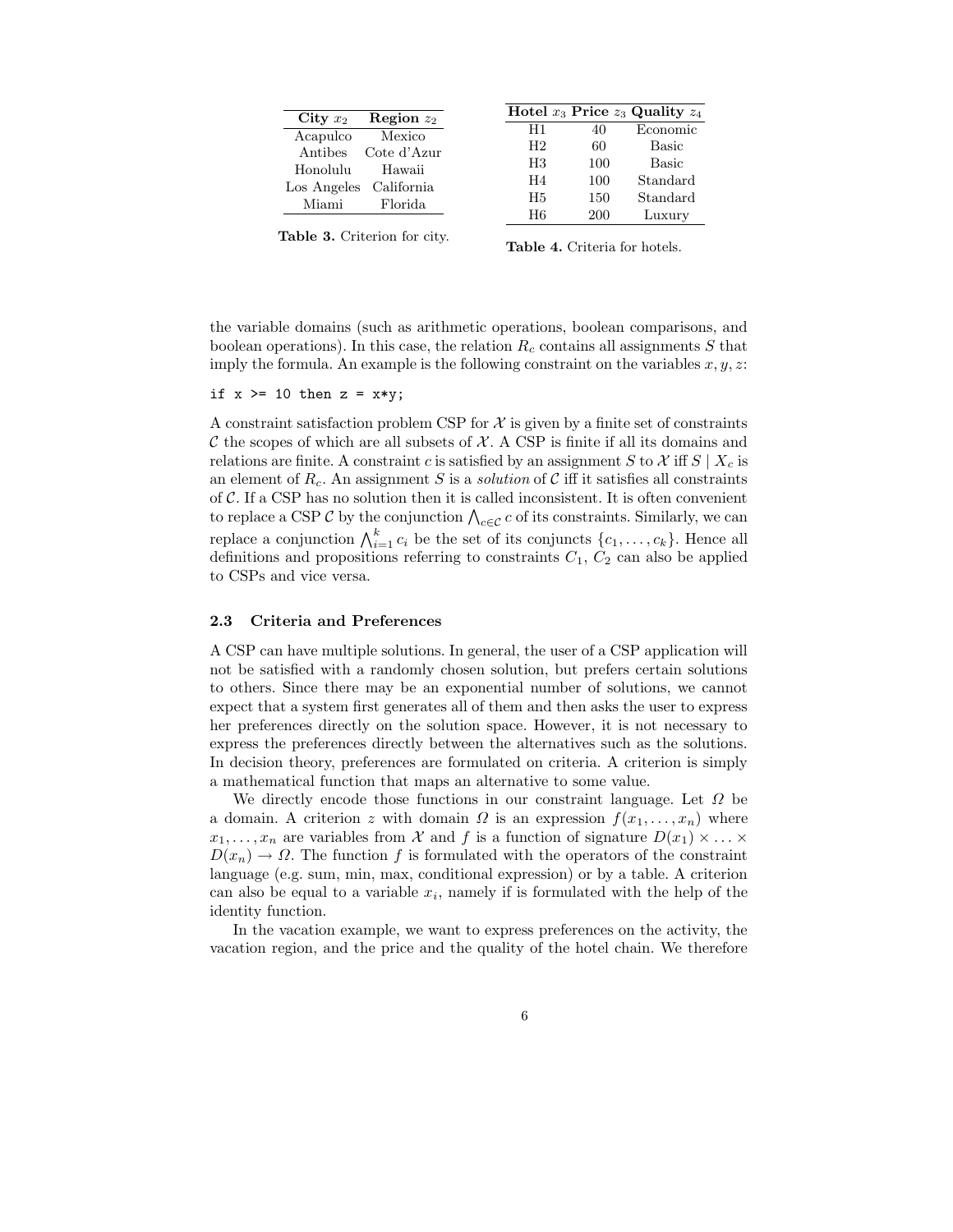| City $x_2$ | Region $z_2$ |
|---|---|
| Acapulco | Mexico |
| Antibes | Cote d'Azur |
| Honolulu | Hawaii |
| Los Angeles | California |
| Miami | Florida |

**Table 3.** Criterion for city.

| Hotel $x_3$ | Price $z_3$ | Quality $z_4$ |
|---|---|---|
| H1 | 40 | Economic |
| H2 | 60 | Basic |
| H3 | 100 | Basic |
| H4 | 100 | Standard |
| H5 | 150 | Standard |
| H6 | 200 | Luxury |

**Table 4.** Criteria for hotels.

the variable domains (such as arithmetic operations, boolean comparisons, and boolean operations). In this case, the relation $R_c$ contains all assignments $S$ that imply the formula. An example is the following constraint on the variables $x, y, z$:

```
if x >= 10 then z = x*y;
```

A constraint satisfaction problem CSP for $\mathcal{X}$ is given by a finite set of constraints $\mathcal{C}$ the scopes of which are all subsets of $\mathcal{X}$. A CSP is finite if all its domains and relations are finite. A constraint $c$ is satisfied by an assignment $S$ to $\mathcal{X}$ iff $S \mid X_c$ is an element of $R_c$. An assignment $S$ is a *solution* of $\mathcal{C}$ iff it satisfies all constraints of $\mathcal{C}$. If a CSP has no solution then it is called inconsistent. It is often convenient to replace a CSP $\mathcal{C}$ by the conjunction $\bigwedge_{c \in \mathcal{C}} c$ of its constraints. Similarly, we can replace a conjunction $\bigwedge_{i=1}^{k} c_i$ be the set of its conjuncts $\{c_1, \ldots, c_k\}$. Hence all definitions and propositions referring to constraints $C_1$, $C_2$ can also be applied to CSPs and vice versa.

### 2.3 Criteria and Preferences

A CSP can have multiple solutions. In general, the user of a CSP application will not be satisfied with a randomly chosen solution, but prefers certain solutions to others. Since there may be an exponential number of solutions, we cannot expect that a system first generates all of them and then asks the user to express her preferences directly on the solution space. However, it is not necessary to express the preferences directly between the alternatives such as the solutions. In decision theory, preferences are formulated on criteria. A criterion is simply a mathematical function that maps an alternative to some value.

We directly encode those functions in our constraint language. Let $\Omega$ be a domain. A criterion $z$ with domain $\Omega$ is an expression $f(x_1, \ldots, x_n)$ where $x_1, \ldots, x_n$ are variables from $\mathcal{X}$ and $f$ is a function of signature $D(x_1) \times \ldots \times D(x_n) \rightarrow \Omega$. The function $f$ is formulated with the operators of the constraint language (e.g. sum, min, max, conditional expression) or by a table. A criterion can also be equal to a variable $x_i$, namely if is formulated with the help of the identity function.

In the vacation example, we want to express preferences on the activity, the vacation region, and the price and the quality of the hotel chain. We therefore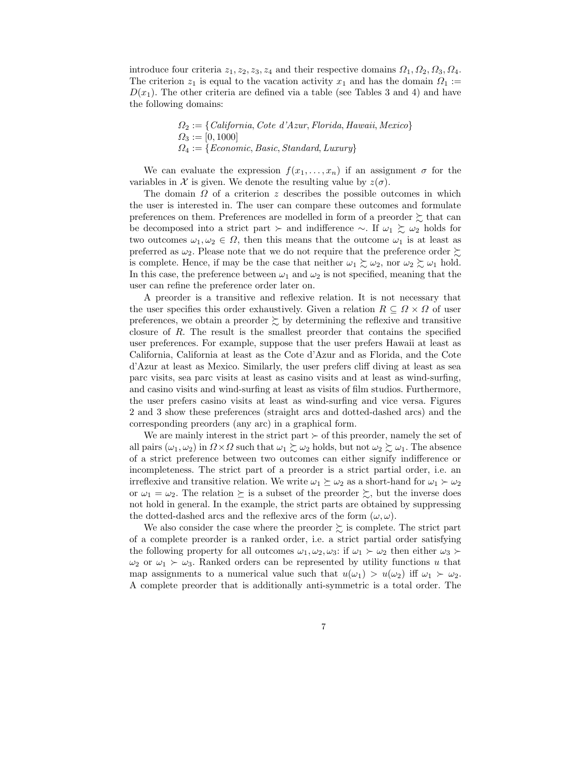introduce four criteria $z_1, z_2, z_3, z_4$ and their respective domains $\Omega_1, \Omega_2, \Omega_3, \Omega_4$. The criterion $z_1$ is equal to the vacation activity $x_1$ and has the domain $\Omega_1 := D(x_1)$. The other criteria are defined via a table (see Tables 3 and 4) and have the following domains:

$$\Omega_2 := \{\mathit{California}, \mathit{Cote\ d'Azur}, \mathit{Florida}, \mathit{Hawaii}, \mathit{Mexico}\}$$
$$\Omega_3 := [0, 1000]$$
$$\Omega_4 := \{\mathit{Economic}, \mathit{Basic}, \mathit{Standard}, \mathit{Luxury}\}$$

We can evaluate the expression $f(x_1, \ldots, x_n)$ if an assignment $\sigma$ for the variables in $\mathcal{X}$ is given. We denote the resulting value by $z(\sigma)$.

The domain $\Omega$ of a criterion $z$ describes the possible outcomes in which the user is interested in. The user can compare these outcomes and formulate preferences on them. Preferences are modelled in form of a preorder $\succsim$ that can be decomposed into a strict part $\succ$ and indifference $\sim$. If $\omega_1 \succsim \omega_2$ holds for two outcomes $\omega_1, \omega_2 \in \Omega$, then this means that the outcome $\omega_1$ is at least as preferred as $\omega_2$. Please note that we do not require that the preference order $\succsim$ is complete. Hence, if may be the case that neither $\omega_1 \succsim \omega_2$, nor $\omega_2 \succsim \omega_1$ hold. In this case, the preference between $\omega_1$ and $\omega_2$ is not specified, meaning that the user can refine the preference order later on.

A preorder is a transitive and reflexive relation. It is not necessary that the user specifies this order exhaustively. Given a relation $R \subseteq \Omega \times \Omega$ of user preferences, we obtain a preorder $\succsim$ by determining the reflexive and transitive closure of $R$. The result is the smallest preorder that contains the specified user preferences. For example, suppose that the user prefers Hawaii at least as California, California at least as the Cote d'Azur and as Florida, and the Cote d'Azur at least as Mexico. Similarly, the user prefers cliff diving at least as sea parc visits, sea parc visits at least as casino visits and at least as wind-surfing, and casino visits and wind-surfing at least as visits of film studios. Furthermore, the user prefers casino visits at least as wind-surfing and vice versa. Figures 2 and 3 show these preferences (straight arcs and dotted-dashed arcs) and the corresponding preorders (any arc) in a graphical form.

We are mainly interest in the strict part $\succ$ of this preorder, namely the set of all pairs $(\omega_1, \omega_2)$ in $\Omega \times \Omega$ such that $\omega_1 \succsim \omega_2$ holds, but not $\omega_2 \succsim \omega_1$. The absence of a strict preference between two outcomes can either signify indifference or incompleteness. The strict part of a preorder is a strict partial order, i.e. an irreflexive and transitive relation. We write $\omega_1 \succeq \omega_2$ as a short-hand for $\omega_1 \succ \omega_2$ or $\omega_1 = \omega_2$. The relation $\succeq$ is a subset of the preorder $\succsim$, but the inverse does not hold in general. In the example, the strict parts are obtained by suppressing the dotted-dashed arcs and the reflexive arcs of the form $(\omega, \omega)$.

We also consider the case where the preorder $\succsim$ is complete. The strict part of a complete preorder is a ranked order, i.e. a strict partial order satisfying the following property for all outcomes $\omega_1, \omega_2, \omega_3$: if $\omega_1 \succ \omega_2$ then either $\omega_3 \succ \omega_2$ or $\omega_1 \succ \omega_3$. Ranked orders can be represented by utility functions $u$ that map assignments to a numerical value such that $u(\omega_1) > u(\omega_2)$ iff $\omega_1 \succ \omega_2$. A complete preorder that is additionally anti-symmetric is a total order. The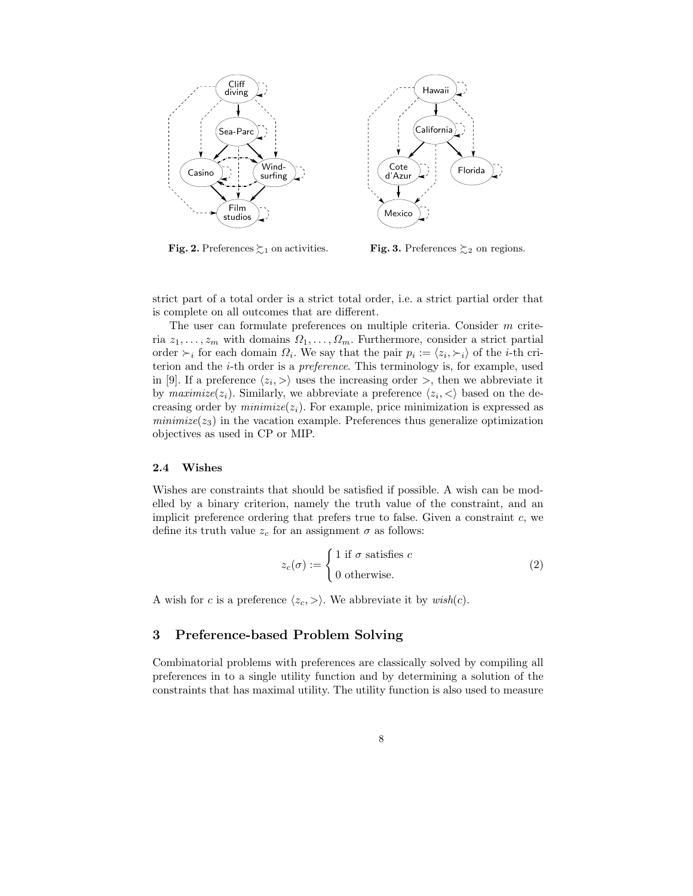Fig. 2. Preferences $\succsim_1$ on activities.

Fig. 3. Preferences $\succsim_2$ on regions.

strict part of a total order is a strict total order, i.e. a strict partial order that is complete on all outcomes that are different.

The user can formulate preferences on multiple criteria. Consider $m$ criteria $z_1, \ldots, z_m$ with domains $\Omega_1, \ldots, \Omega_m$. Furthermore, consider a strict partial order $\succ_i$ for each domain $\Omega_i$. We say that the pair $p_i := \langle z_i, \succ_i \rangle$ of the $i$-th criterion and the $i$-th order is a *preference*. This terminology is, for example, used in [9]. If a preference $\langle z_i, > \rangle$ uses the increasing order $>$, then we abbreviate it by *maximize*$(z_i)$. Similarly, we abbreviate a preference $\langle z_i, < \rangle$ based on the decreasing order by *minimize*$(z_i)$. For example, price minimization is expressed as *minimize*$(z_3)$ in the vacation example. Preferences thus generalize optimization objectives as used in CP or MIP.

### 2.4 Wishes

Wishes are constraints that should be satisfied if possible. A wish can be modelled by a binary criterion, namely the truth value of the constraint, and an implicit preference ordering that prefers true to false. Given a constraint $c$, we define its truth value $z_c$ for an assignment $\sigma$ as follows:

$$z_c(\sigma) := \begin{cases} 1 \text{ if } \sigma \text{ satisfies } c \\ 0 \text{ otherwise.} \end{cases} \tag{2}$$

A wish for $c$ is a preference $\langle z_c, > \rangle$. We abbreviate it by *wish*$(c)$.

## 3 Preference-based Problem Solving

Combinatorial problems with preferences are classically solved by compiling all preferences in to a single utility function and by determining a solution of the constraints that has maximal utility. The utility function is also used to measure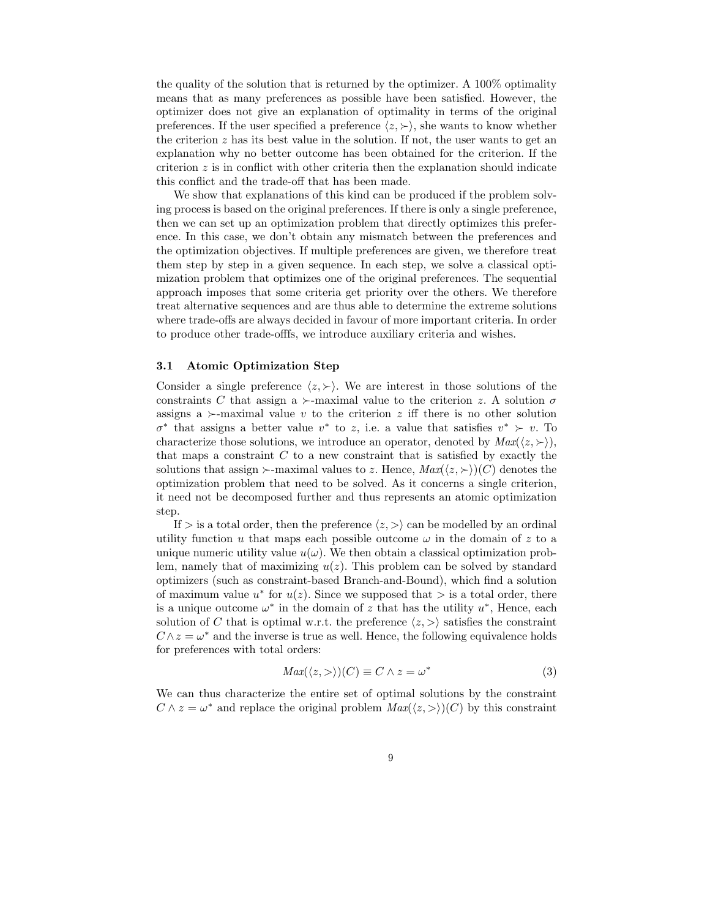the quality of the solution that is returned by the optimizer. A 100% optimality means that as many preferences as possible have been satisfied. However, the optimizer does not give an explanation of optimality in terms of the original preferences. If the user specified a preference $\langle z, \succ \rangle$, she wants to know whether the criterion $z$ has its best value in the solution. If not, the user wants to get an explanation why no better outcome has been obtained for the criterion. If the criterion $z$ is in conflict with other criteria then the explanation should indicate this conflict and the trade-off that has been made.

We show that explanations of this kind can be produced if the problem solving process is based on the original preferences. If there is only a single preference, then we can set up an optimization problem that directly optimizes this preference. In this case, we don't obtain any mismatch between the preferences and the optimization objectives. If multiple preferences are given, we therefore treat them step by step in a given sequence. In each step, we solve a classical optimization problem that optimizes one of the original preferences. The sequential approach imposes that some criteria get priority over the others. We therefore treat alternative sequences and are thus able to determine the extreme solutions where trade-offs are always decided in favour of more important criteria. In order to produce other trade-offfs, we introduce auxiliary criteria and wishes.

### 3.1 Atomic Optimization Step

Consider a single preference $\langle z, \succ \rangle$. We are interest in those solutions of the constraints $C$ that assign a $\succ$-maximal value to the criterion $z$. A solution $\sigma$ assigns a $\succ$-maximal value $v$ to the criterion $z$ iff there is no other solution $\sigma^*$ that assigns a better value $v^*$ to $z$, i.e. a value that satisfies $v^* \succ v$. To characterize those solutions, we introduce an operator, denoted by $Max(\langle z, \succ \rangle)$, that maps a constraint $C$ to a new constraint that is satisfied by exactly the solutions that assign $\succ$-maximal values to $z$. Hence, $Max(\langle z, \succ \rangle)(C)$ denotes the optimization problem that need to be solved. As it concerns a single criterion, it need not be decomposed further and thus represents an atomic optimization step.

If $>$ is a total order, then the preference $\langle z, > \rangle$ can be modelled by an ordinal utility function $u$ that maps each possible outcome $\omega$ in the domain of $z$ to a unique numeric utility value $u(\omega)$. We then obtain a classical optimization problem, namely that of maximizing $u(z)$. This problem can be solved by standard optimizers (such as constraint-based Branch-and-Bound), which find a solution of maximum value $u^*$ for $u(z)$. Since we supposed that $>$ is a total order, there is a unique outcome $\omega^*$ in the domain of $z$ that has the utility $u^*$, Hence, each solution of $C$ that is optimal w.r.t. the preference $\langle z, > \rangle$ satisfies the constraint $C \wedge z = \omega^*$ and the inverse is true as well. Hence, the following equivalence holds for preferences with total orders:

$$Max(\langle z, > \rangle)(C) \equiv C \wedge z = \omega^* \tag{3}$$

We can thus characterize the entire set of optimal solutions by the constraint $C \wedge z = \omega^*$ and replace the original problem $Max(\langle z, > \rangle)(C)$ by this constraint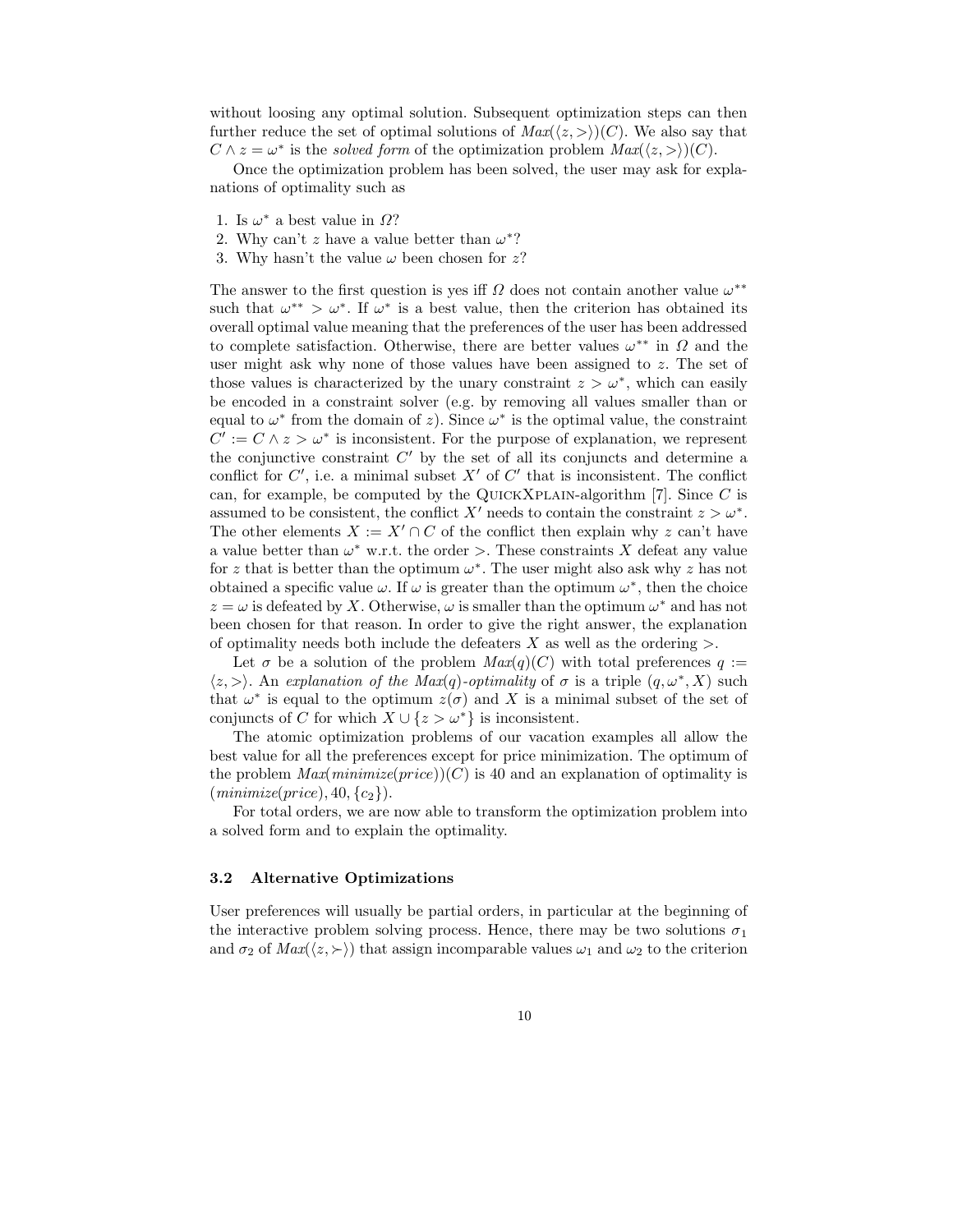without loosing any optimal solution. Subsequent optimization steps can then further reduce the set of optimal solutions of $Max(\langle z, > \rangle)(C)$. We also say that $C \wedge z = \omega^*$ is the *solved form* of the optimization problem $Max(\langle z, > \rangle)(C)$.

Once the optimization problem has been solved, the user may ask for explanations of optimality such as

1. Is $\omega^*$ a best value in $\Omega$?
2. Why can't $z$ have a value better than $\omega^*$?
3. Why hasn't the value $\omega$ been chosen for $z$?

The answer to the first question is yes iff $\Omega$ does not contain another value $\omega^{**}$ such that $\omega^{**} > \omega^*$. If $\omega^*$ is a best value, then the criterion has obtained its overall optimal value meaning that the preferences of the user has been addressed to complete satisfaction. Otherwise, there are better values $\omega^{**}$ in $\Omega$ and the user might ask why none of those values have been assigned to $z$. The set of those values is characterized by the unary constraint $z > \omega^*$, which can easily be encoded in a constraint solver (e.g. by removing all values smaller than or equal to $\omega^*$ from the domain of $z$). Since $\omega^*$ is the optimal value, the constraint $C' := C \wedge z > \omega^*$ is inconsistent. For the purpose of explanation, we represent the conjunctive constraint $C'$ by the set of all its conjuncts and determine a conflict for $C'$, i.e. a minimal subset $X'$ of $C'$ that is inconsistent. The conflict can, for example, be computed by the QuickXplain-algorithm [7]. Since $C$ is assumed to be consistent, the conflict $X'$ needs to contain the constraint $z > \omega^*$. The other elements $X := X' \cap C$ of the conflict then explain why $z$ can't have a value better than $\omega^*$ w.r.t. the order $>$. These constraints $X$ defeat any value for $z$ that is better than the optimum $\omega^*$. The user might also ask why $z$ has not obtained a specific value $\omega$. If $\omega$ is greater than the optimum $\omega^*$, then the choice $z = \omega$ is defeated by $X$. Otherwise, $\omega$ is smaller than the optimum $\omega^*$ and has not been chosen for that reason. In order to give the right answer, the explanation of optimality needs both include the defeaters $X$ as well as the ordering $>$.

Let $\sigma$ be a solution of the problem $Max(q)(C)$ with total preferences $q := \langle z, > \rangle$. An *explanation of the $Max(q)$-optimality* of $\sigma$ is a triple $(q, \omega^*, X)$ such that $\omega^*$ is equal to the optimum $z(\sigma)$ and $X$ is a minimal subset of the set of conjuncts of $C$ for which $X \cup \{z > \omega^*\}$ is inconsistent.

The atomic optimization problems of our vacation examples all allow the best value for all the preferences except for price minimization. The optimum of the problem $Max(minimize(price))(C)$ is 40 and an explanation of optimality is $(minimize(price), 40, \{c_2\})$.

For total orders, we are now able to transform the optimization problem into a solved form and to explain the optimality.

### 3.2 Alternative Optimizations

User preferences will usually be partial orders, in particular at the beginning of the interactive problem solving process. Hence, there may be two solutions $\sigma_1$ and $\sigma_2$ of $Max(\langle z, \succ \rangle)$ that assign incomparable values $\omega_1$ and $\omega_2$ to the criterion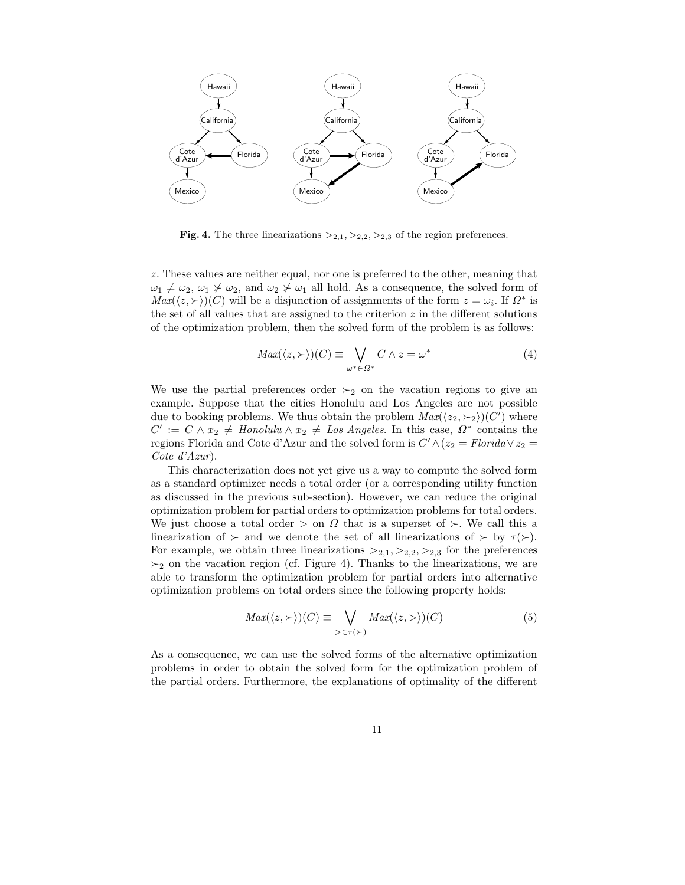**Fig. 4.** The three linearizations $>_{2,1}, >_{2,2}, >_{2,3}$ of the region preferences.

$z$. These values are neither equal, nor one is preferred to the other, meaning that $\omega_1 \neq \omega_2$, $\omega_1 \not\succ \omega_2$, and $\omega_2 \not\succ \omega_1$ all hold. As a consequence, the solved form of $Max(\langle z, \succ \rangle)(C)$ will be a disjunction of assignments of the form $z = \omega_i$. If $\Omega^*$ is the set of all values that are assigned to the criterion $z$ in the different solutions of the optimization problem, then the solved form of the problem is as follows:

$$Max(\langle z, \succ \rangle)(C) \equiv \bigvee_{\omega^* \in \Omega^*} C \wedge z = \omega^* \tag{4}$$

We use the partial preferences order $\succ_2$ on the vacation regions to give an example. Suppose that the cities Honolulu and Los Angeles are not possible due to booking problems. We thus obtain the problem $Max(\langle z_2, \succ_2 \rangle)(C')$ where $C' := C \wedge x_2 \neq \textit{Honolulu} \wedge x_2 \neq \textit{Los Angeles}$. In this case, $\Omega^*$ contains the regions Florida and Cote d'Azur and the solved form is $C' \wedge (z_2 = \textit{Florida} \vee z_2 = \textit{Cote d'Azur})$.

This characterization does not yet give us a way to compute the solved form as a standard optimizer needs a total order (or a corresponding utility function as discussed in the previous sub-section). However, we can reduce the original optimization problem for partial orders to optimization problems for total orders. We just choose a total order $>$ on $\Omega$ that is a superset of $\succ$. We call this a linearization of $\succ$ and we denote the set of all linearizations of $\succ$ by $\tau(\succ)$. For example, we obtain three linearizations $>_{2,1}, >_{2,2}, >_{2,3}$ for the preferences $\succ_2$ on the vacation region (cf. Figure 4). Thanks to the linearizations, we are able to transform the optimization problem for partial orders into alternative optimization problems on total orders since the following property holds:

$$Max(\langle z, \succ \rangle)(C) \equiv \bigvee_{> \in \tau(\succ)} Max(\langle z, > \rangle)(C) \tag{5}$$

As a consequence, we can use the solved forms of the alternative optimization problems in order to obtain the solved form for the optimization problem of the partial orders. Furthermore, the explanations of optimality of the different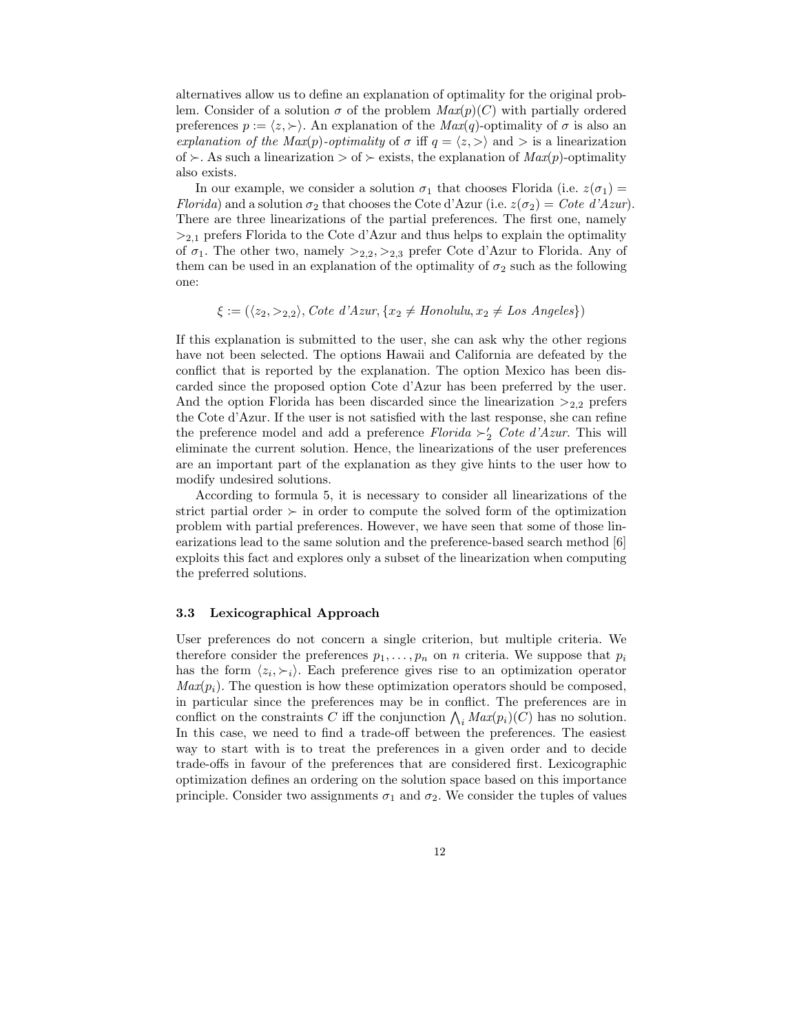alternatives allow us to define an explanation of optimality for the original problem. Consider of a solution $\sigma$ of the problem $Max(p)(C)$ with partially ordered preferences $p := \langle z, \succ \rangle$. An explanation of the $Max(q)$-optimality of $\sigma$ is also an *explanation of the Max(p)-optimality* of $\sigma$ iff $q = \langle z, > \rangle$ and $>$ is a linearization of $\succ$. As such a linearization $>$ of $\succ$ exists, the explanation of $Max(p)$-optimality also exists.

In our example, we consider a solution $\sigma_1$ that chooses Florida (i.e. $z(\sigma_1) = \mathit{Florida}$) and a solution $\sigma_2$ that chooses the Cote d'Azur (i.e. $z(\sigma_2) = \mathit{Cote\ d'Azur}$). There are three linearizations of the partial preferences. The first one, namely $>_{2,1}$ prefers Florida to the Cote d'Azur and thus helps to explain the optimality of $\sigma_1$. The other two, namely $>_{2,2}, >_{2,3}$ prefer Cote d'Azur to Florida. Any of them can be used in an explanation of the optimality of $\sigma_2$ such as the following one:

$$\xi := (\langle z_2, >_{2,2} \rangle, \mathit{Cote\ d'Azur}, \{x_2 \neq \mathit{Honolulu}, x_2 \neq \mathit{Los\ Angeles}\})$$

If this explanation is submitted to the user, she can ask why the other regions have not been selected. The options Hawaii and California are defeated by the conflict that is reported by the explanation. The option Mexico has been discarded since the proposed option Cote d'Azur has been preferred by the user. And the option Florida has been discarded since the linearization $>_{2,2}$ prefers the Cote d'Azur. If the user is not satisfied with the last response, she can refine the preference model and add a preference $\mathit{Florida} \succ'_2 \mathit{Cote\ d'Azur}$. This will eliminate the current solution. Hence, the linearizations of the user preferences are an important part of the explanation as they give hints to the user how to modify undesired solutions.

According to formula 5, it is necessary to consider all linearizations of the strict partial order $\succ$ in order to compute the solved form of the optimization problem with partial preferences. However, we have seen that some of those linearizations lead to the same solution and the preference-based search method [6] exploits this fact and explores only a subset of the linearization when computing the preferred solutions.

### 3.3 Lexicographical Approach

User preferences do not concern a single criterion, but multiple criteria. We therefore consider the preferences $p_1, \ldots, p_n$ on $n$ criteria. We suppose that $p_i$ has the form $\langle z_i, \succ_i \rangle$. Each preference gives rise to an optimization operator $Max(p_i)$. The question is how these optimization operators should be composed, in particular since the preferences may be in conflict. The preferences are in conflict on the constraints $C$ iff the conjunction $\bigwedge_i Max(p_i)(C)$ has no solution. In this case, we need to find a trade-off between the preferences. The easiest way to start with is to treat the preferences in a given order and to decide trade-offs in favour of the preferences that are considered first. Lexicographic optimization defines an ordering on the solution space based on this importance principle. Consider two assignments $\sigma_1$ and $\sigma_2$. We consider the tuples of values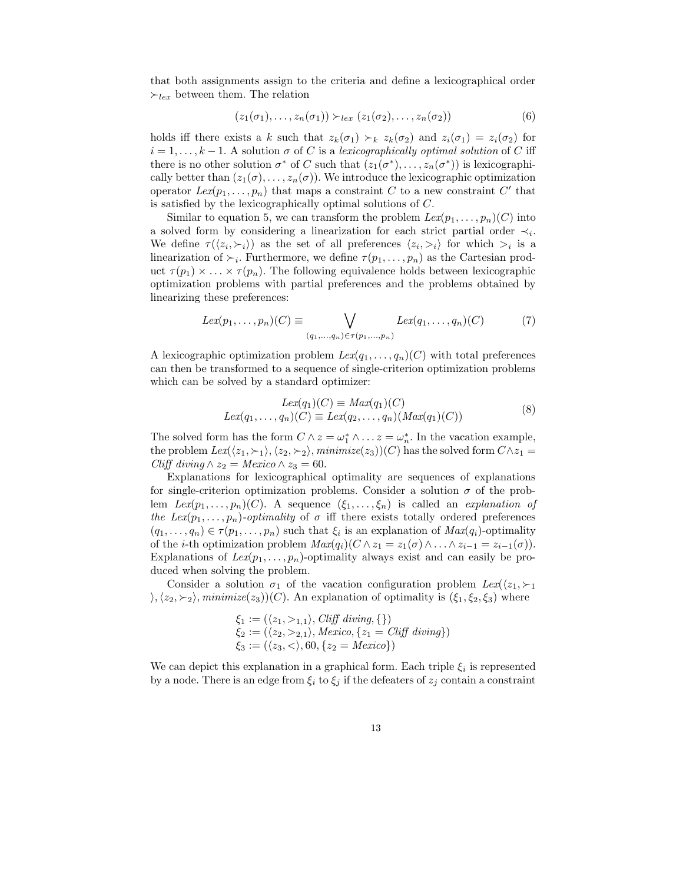that both assignments assign to the criteria and define a lexicographical order $\succ_{lex}$ between them. The relation

$$(z_1(\sigma_1), \ldots, z_n(\sigma_1)) \succ_{lex} (z_1(\sigma_2), \ldots, z_n(\sigma_2)) \tag{6}$$

holds iff there exists a $k$ such that $z_k(\sigma_1) \succ_k z_k(\sigma_2)$ and $z_i(\sigma_1) = z_i(\sigma_2)$ for $i = 1, \ldots, k-1$. A solution $\sigma$ of $C$ is a *lexicographically optimal solution* of $C$ iff there is no other solution $\sigma^*$ of $C$ such that $(z_1(\sigma^*), \ldots, z_n(\sigma^*))$ is lexicographically better than $(z_1(\sigma), \ldots, z_n(\sigma))$. We introduce the lexicographic optimization operator $Lex(p_1, \ldots, p_n)$ that maps a constraint $C$ to a new constraint $C'$ that is satisfied by the lexicographically optimal solutions of $C$.

Similar to equation 5, we can transform the problem $Lex(p_1, \ldots, p_n)(C)$ into a solved form by considering a linearization for each strict partial order $\prec_i$. We define $\tau(\langle z_i, \succ_i \rangle)$ as the set of all preferences $\langle z_i, >_i \rangle$ for which $>_i$ is a linearization of $\succ_i$. Furthermore, we define $\tau(p_1, \ldots, p_n)$ as the Cartesian product $\tau(p_1) \times \ldots \times \tau(p_n)$. The following equivalence holds between lexicographic optimization problems with partial preferences and the problems obtained by linearizing these preferences:

$$Lex(p_1, \ldots, p_n)(C) \equiv \bigvee_{(q_1, \ldots, q_n) \in \tau(p_1, \ldots, p_n)} Lex(q_1, \ldots, q_n)(C) \tag{7}$$

A lexicographic optimization problem $Lex(q_1, \ldots, q_n)(C)$ with total preferences can then be transformed to a sequence of single-criterion optimization problems which can be solved by a standard optimizer:

$$\begin{aligned} Lex(q_1)(C) &\equiv Max(q_1)(C) \\ Lex(q_1, \ldots, q_n)(C) &\equiv Lex(q_2, \ldots, q_n)(Max(q_1)(C)) \end{aligned} \tag{8}$$

The solved form has the form $C \wedge z = \omega_1^* \wedge \ldots z = \omega_n^*$. In the vacation example, the problem $Lex(\langle z_1, \succ_1 \rangle, \langle z_2, \succ_2 \rangle, minimize(z_3))(C)$ has the solved form $C \wedge z_1 =$ *Cliff diving* $\wedge\, z_2 = Mexico \wedge z_3 = 60$.

Explanations for lexicographical optimality are sequences of explanations for single-criterion optimization problems. Consider a solution $\sigma$ of the problem $Lex(p_1, \ldots, p_n)(C)$. A sequence $(\xi_1, \ldots, \xi_n)$ is called an *explanation of the $Lex(p_1, \ldots, p_n)$-optimality* of $\sigma$ iff there exists totally ordered preferences $(q_1, \ldots, q_n) \in \tau(p_1, \ldots, p_n)$ such that $\xi_i$ is an explanation of $Max(q_i)$-optimality of the $i$-th optimization problem $Max(q_i)(C \wedge z_1 = z_1(\sigma) \wedge \ldots \wedge z_{i-1} = z_{i-1}(\sigma))$. Explanations of $Lex(p_1, \ldots, p_n)$-optimality always exist and can easily be produced when solving the problem.

Consider a solution $\sigma_1$ of the vacation configuration problem $Lex(\langle z_1, \succ_1 \rangle, \langle z_2, \succ_2 \rangle, minimize(z_3))(C)$. An explanation of optimality is $(\xi_1, \xi_2, \xi_3)$ where

$$\begin{aligned} \xi_1 &:= (\langle z_1, >_{1,1} \rangle, \textit{Cliff diving}, \{\}) \\ \xi_2 &:= (\langle z_2, >_{2,1} \rangle, \textit{Mexico}, \{z_1 = \textit{Cliff diving}\}) \\ \xi_3 &:= (\langle z_3, < \rangle, 60, \{z_2 = \textit{Mexico}\}) \end{aligned}$$

We can depict this explanation in a graphical form. Each triple $\xi_i$ is represented by a node. There is an edge from $\xi_i$ to $\xi_j$ if the defeaters of $z_j$ contain a constraint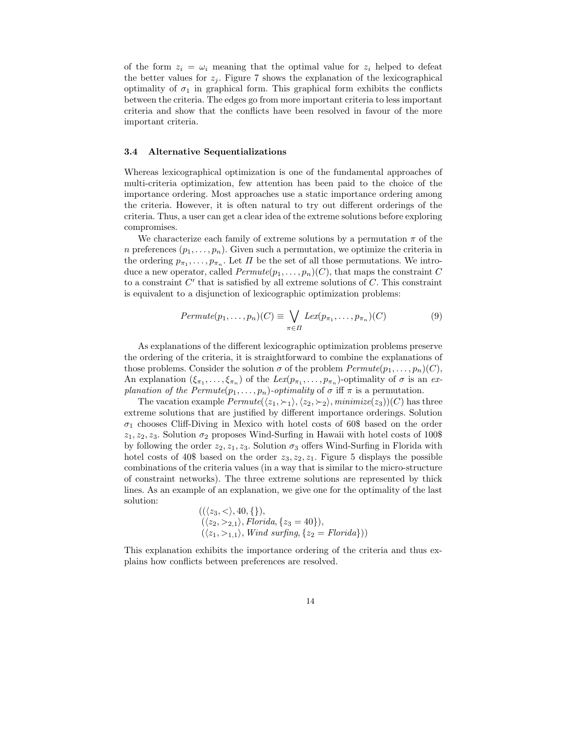of the form $z_i = \omega_i$ meaning that the optimal value for $z_i$ helped to defeat the better values for $z_j$. Figure 7 shows the explanation of the lexicographical optimality of $\sigma_1$ in graphical form. This graphical form exhibits the conflicts between the criteria. The edges go from more important criteria to less important criteria and show that the conflicts have been resolved in favour of the more important criteria.

### 3.4 Alternative Sequentializations

Whereas lexicographical optimization is one of the fundamental approaches of multi-criteria optimization, few attention has been paid to the choice of the importance ordering. Most approaches use a static importance ordering among the criteria. However, it is often natural to try out different orderings of the criteria. Thus, a user can get a clear idea of the extreme solutions before exploring compromises.

We characterize each family of extreme solutions by a permutation $\pi$ of the $n$ preferences $(p_1, \ldots, p_n)$. Given such a permutation, we optimize the criteria in the ordering $p_{\pi_1}, \ldots, p_{\pi_n}$. Let $\Pi$ be the set of all those permutations. We introduce a new operator, called $\mathit{Permute}(p_1, \ldots, p_n)(C)$, that maps the constraint $C$ to a constraint $C'$ that is satisfied by all extreme solutions of $C$. This constraint is equivalent to a disjunction of lexicographic optimization problems:

$$\mathit{Permute}(p_1, \ldots, p_n)(C) \equiv \bigvee_{\pi \in \Pi} \mathit{Lex}(p_{\pi_1}, \ldots, p_{\pi_n})(C) \tag{9}$$

As explanations of the different lexicographic optimization problems preserve the ordering of the criteria, it is straightforward to combine the explanations of those problems. Consider the solution $\sigma$ of the problem $\mathit{Permute}(p_1, \ldots, p_n)(C)$, An explanation $(\xi_{\pi_1}, \ldots, \xi_{\pi_n})$ of the $\mathit{Lex}(p_{\pi_1}, \ldots, p_{\pi_n})$-optimality of $\sigma$ is an *explanation of the* $\mathit{Permute}(p_1, \ldots, p_n)$*-optimality* of $\sigma$ iff $\pi$ is a permutation.

The vacation example $\mathit{Permute}(\langle z_1, \succ_1\rangle, \langle z_2, \succ_2\rangle, \mathit{minimize}(z_3))(C)$ has three extreme solutions that are justified by different importance orderings. Solution $\sigma_1$ chooses Cliff-Diving in Mexico with hotel costs of 60\$ based on the order $z_1, z_2, z_3$. Solution $\sigma_2$ proposes Wind-Surfing in Hawaii with hotel costs of 100\$ by following the order $z_2, z_1, z_3$. Solution $\sigma_3$ offers Wind-Surfing in Florida with hotel costs of 40\$ based on the order $z_3, z_2, z_1$. Figure 5 displays the possible combinations of the criteria values (in a way that is similar to the micro-structure of constraint networks). The three extreme solutions are represented by thick lines. As an example of an explanation, we give one for the optimality of the last solution:

$$\begin{array}{l}((\langle z_3, <\rangle, 40, \{\}),\\ \;(\langle z_2, >_{2,1}\rangle, \mathit{Florida}, \{z_3 = 40\}),\\ \;(\langle z_1, >_{1,1}\rangle, \mathit{Wind\ surfing}, \{z_2 = \mathit{Florida}\}))\end{array}$$

This explanation exhibits the importance ordering of the criteria and thus explains how conflicts between preferences are resolved.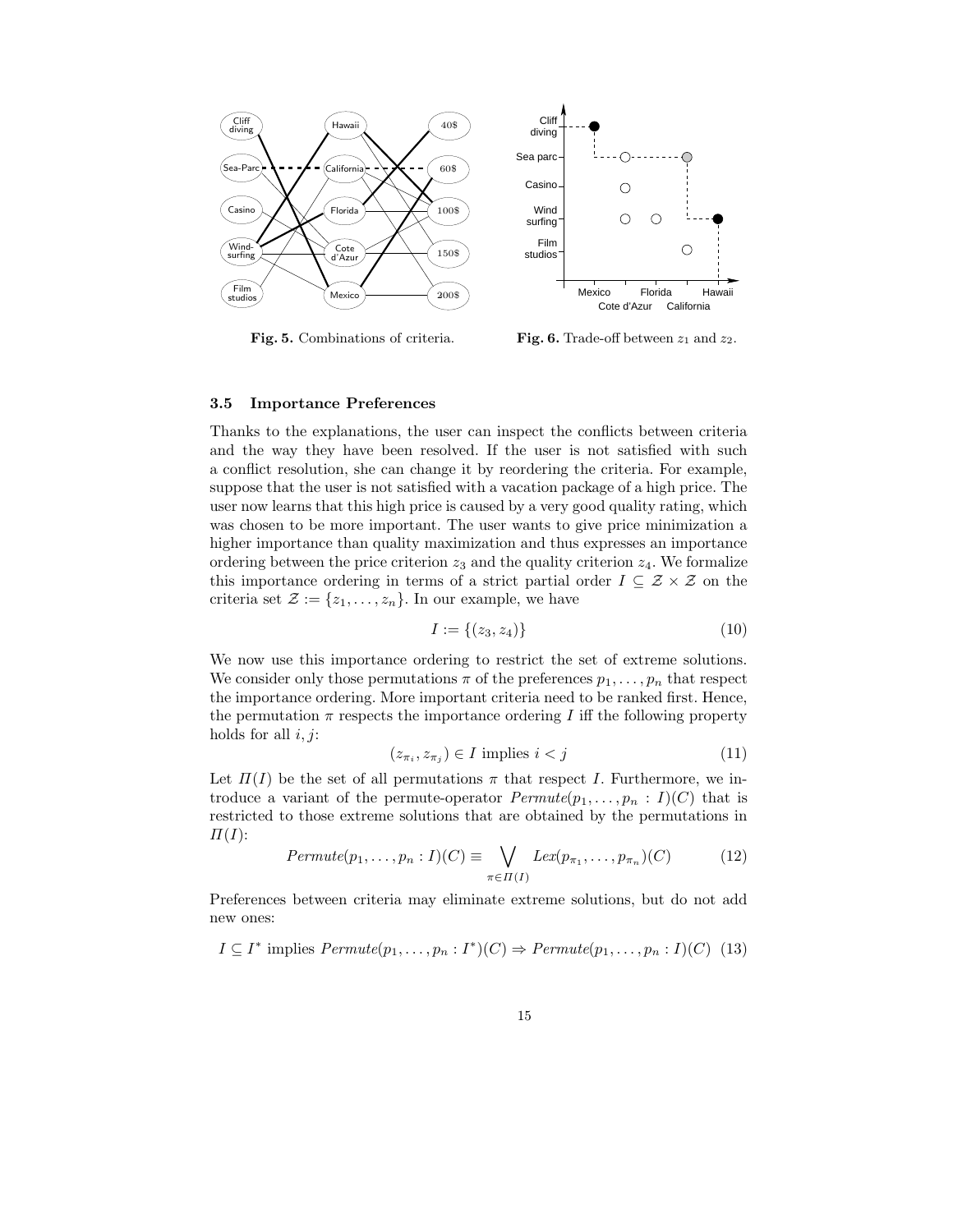Fig. 5. Combinations of criteria.

Fig. 6. Trade-off between $z_1$ and $z_2$.

### 3.5 Importance Preferences

Thanks to the explanations, the user can inspect the conflicts between criteria and the way they have been resolved. If the user is not satisfied with such a conflict resolution, she can change it by reordering the criteria. For example, suppose that the user is not satisfied with a vacation package of a high price. The user now learns that this high price is caused by a very good quality rating, which was chosen to be more important. The user wants to give price minimization a higher importance than quality maximization and thus expresses an importance ordering between the price criterion $z_3$ and the quality criterion $z_4$. We formalize this importance ordering in terms of a strict partial order $I \subseteq \mathcal{Z} \times \mathcal{Z}$ on the criteria set $\mathcal{Z} := \{z_1, \ldots, z_n\}$. In our example, we have

$$I := \{(z_3, z_4)\} \tag{10}$$

We now use this importance ordering to restrict the set of extreme solutions. We consider only those permutations $\pi$ of the preferences $p_1, \ldots, p_n$ that respect the importance ordering. More important criteria need to be ranked first. Hence, the permutation $\pi$ respects the importance ordering $I$ iff the following property holds for all $i, j$:

$$(z_{\pi_i}, z_{\pi_j}) \in I \text{ implies } i < j \tag{11}$$

Let $\Pi(I)$ be the set of all permutations $\pi$ that respect $I$. Furthermore, we introduce a variant of the permute-operator $Permute(p_1, \ldots, p_n : I)(C)$ that is restricted to those extreme solutions that are obtained by the permutations in $\Pi(I)$:

$$Permute(p_1, \ldots, p_n : I)(C) \equiv \bigvee_{\pi \in \Pi(I)} Lex(p_{\pi_1}, \ldots, p_{\pi_n})(C) \tag{12}$$

Preferences between criteria may eliminate extreme solutions, but do not add new ones:

$$I \subseteq I^* \text{ implies } Permute(p_1, \ldots, p_n : I^*)(C) \Rightarrow Permute(p_1, \ldots, p_n : I)(C) \tag{13}$$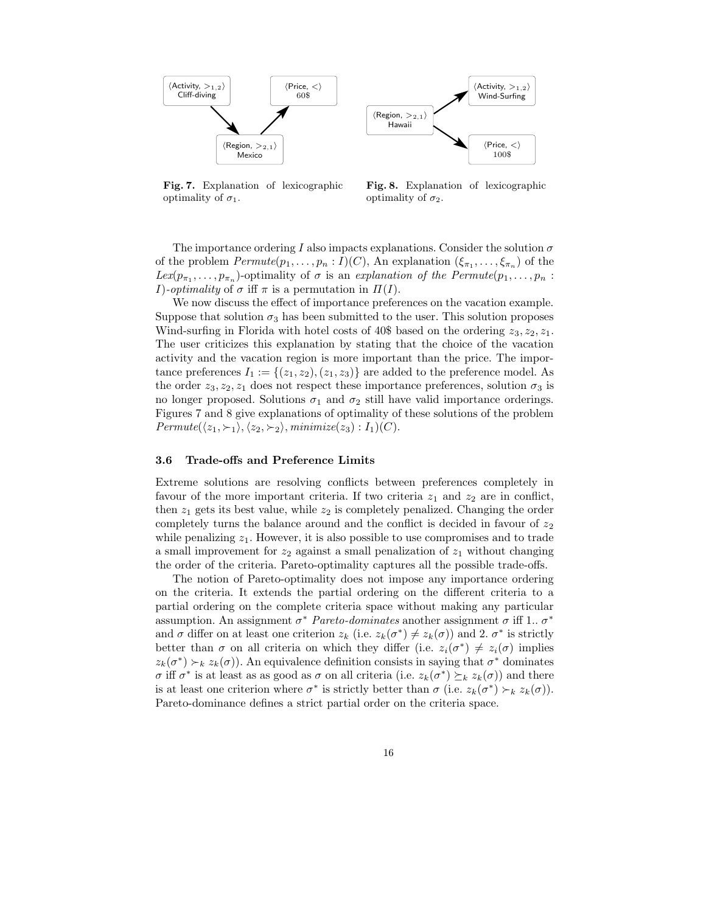**Fig. 7.** Explanation of lexicographic optimality of $\sigma_1$.

**Fig. 8.** Explanation of lexicographic optimality of $\sigma_2$.

The importance ordering $I$ also impacts explanations. Consider the solution $\sigma$ of the problem $Permute(p_1, \ldots, p_n : I)(C)$, An explanation $(\xi_{\pi_1}, \ldots, \xi_{\pi_n})$ of the $Lex(p_{\pi_1}, \ldots, p_{\pi_n})$-optimality of $\sigma$ is an *explanation of the* $Permute(p_1, \ldots, p_n : I)$*-optimality* of $\sigma$ iff $\pi$ is a permutation in $\Pi(I)$.

We now discuss the effect of importance preferences on the vacation example. Suppose that solution $\sigma_3$ has been submitted to the user. This solution proposes Wind-surfing in Florida with hotel costs of 40\$ based on the ordering $z_3, z_2, z_1$. The user criticizes this explanation by stating that the choice of the vacation activity and the vacation region is more important than the price. The importance preferences $I_1 := \{(z_1, z_2), (z_1, z_3)\}$ are added to the preference model. As the order $z_3, z_2, z_1$ does not respect these importance preferences, solution $\sigma_3$ is no longer proposed. Solutions $\sigma_1$ and $\sigma_2$ still have valid importance orderings. Figures 7 and 8 give explanations of optimality of these solutions of the problem $Permute(\langle z_1, \succ_1\rangle, \langle z_2, \succ_2\rangle, minimize(z_3) : I_1)(C)$.

### 3.6 Trade-offs and Preference Limits

Extreme solutions are resolving conflicts between preferences completely in favour of the more important criteria. If two criteria $z_1$ and $z_2$ are in conflict, then $z_1$ gets its best value, while $z_2$ is completely penalized. Changing the order completely turns the balance around and the conflict is decided in favour of $z_2$ while penalizing $z_1$. However, it is also possible to use compromises and to trade a small improvement for $z_2$ against a small penalization of $z_1$ without changing the order of the criteria. Pareto-optimality captures all the possible trade-offs.

The notion of Pareto-optimality does not impose any importance ordering on the criteria. It extends the partial ordering on the different criteria to a partial ordering on the complete criteria space without making any particular assumption. An assignment $\sigma^*$ *Pareto-dominates* another assignment $\sigma$ iff 1.. $\sigma^*$ and $\sigma$ differ on at least one criterion $z_k$ (i.e. $z_k(\sigma^*) \neq z_k(\sigma)$) and 2. $\sigma^*$ is strictly better than $\sigma$ on all criteria on which they differ (i.e. $z_i(\sigma^*) \neq z_i(\sigma)$ implies $z_k(\sigma^*) \succ_k z_k(\sigma)$). An equivalence definition consists in saying that $\sigma^*$ dominates $\sigma$ iff $\sigma^*$ is at least as as good as $\sigma$ on all criteria (i.e. $z_k(\sigma^*) \succeq_k z_k(\sigma)$) and there is at least one criterion where $\sigma^*$ is strictly better than $\sigma$ (i.e. $z_k(\sigma^*) \succ_k z_k(\sigma)$). Pareto-dominance defines a strict partial order on the criteria space.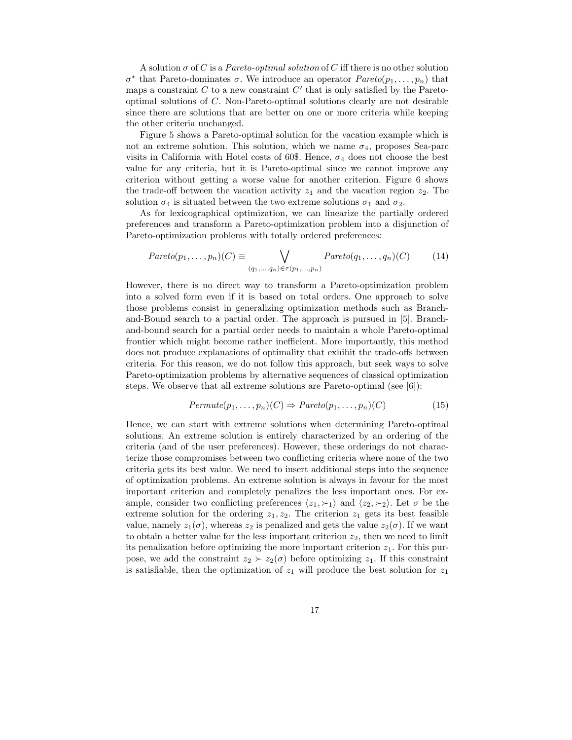A solution $\sigma$ of $C$ is a *Pareto-optimal solution* of $C$ iff there is no other solution $\sigma^*$ that Pareto-dominates $\sigma$. We introduce an operator $Pareto(p_1, \ldots, p_n)$ that maps a constraint $C$ to a new constraint $C'$ that is only satisfied by the Pareto-optimal solutions of $C$. Non-Pareto-optimal solutions clearly are not desirable since there are solutions that are better on one or more criteria while keeping the other criteria unchanged.

Figure 5 shows a Pareto-optimal solution for the vacation example which is not an extreme solution. This solution, which we name $\sigma_4$, proposes Sea-parc visits in California with Hotel costs of 60\$. Hence, $\sigma_4$ does not choose the best value for any criteria, but it is Pareto-optimal since we cannot improve any criterion without getting a worse value for another criterion. Figure 6 shows the trade-off between the vacation activity $z_1$ and the vacation region $z_2$. The solution $\sigma_4$ is situated between the two extreme solutions $\sigma_1$ and $\sigma_2$.

As for lexicographical optimization, we can linearize the partially ordered preferences and transform a Pareto-optimization problem into a disjunction of Pareto-optimization problems with totally ordered preferences:

$$Pareto(p_1, \ldots, p_n)(C) \equiv \bigvee_{(q_1,\ldots,q_n)\in\tau(p_1,\ldots,p_n)} Pareto(q_1, \ldots, q_n)(C) \qquad (14)$$

However, there is no direct way to transform a Pareto-optimization problem into a solved form even if it is based on total orders. One approach to solve those problems consist in generalizing optimization methods such as Branch-and-Bound search to a partial order. The approach is pursued in [5]. Branch-and-bound search for a partial order needs to maintain a whole Pareto-optimal frontier which might become rather inefficient. More importantly, this method does not produce explanations of optimality that exhibit the trade-offs between criteria. For this reason, we do not follow this approach, but seek ways to solve Pareto-optimization problems by alternative sequences of classical optimization steps. We observe that all extreme solutions are Pareto-optimal (see [6]):

$$Permute(p_1, \ldots, p_n)(C) \Rightarrow Pareto(p_1, \ldots, p_n)(C) \qquad (15)$$

Hence, we can start with extreme solutions when determining Pareto-optimal solutions. An extreme solution is entirely characterized by an ordering of the criteria (and of the user preferences). However, these orderings do not characterize those compromises between two conflicting criteria where none of the two criteria gets its best value. We need to insert additional steps into the sequence of optimization problems. An extreme solution is always in favour for the most important criterion and completely penalizes the less important ones. For example, consider two conflicting preferences $\langle z_1, \succ_1\rangle$ and $\langle z_2, \succ_2\rangle$. Let $\sigma$ be the extreme solution for the ordering $z_1, z_2$. The criterion $z_1$ gets its best feasible value, namely $z_1(\sigma)$, whereas $z_2$ is penalized and gets the value $z_2(\sigma)$. If we want to obtain a better value for the less important criterion $z_2$, then we need to limit its penalization before optimizing the more important criterion $z_1$. For this purpose, we add the constraint $z_2 \succ z_2(\sigma)$ before optimizing $z_1$. If this constraint is satisfiable, then the optimization of $z_1$ will produce the best solution for $z_1$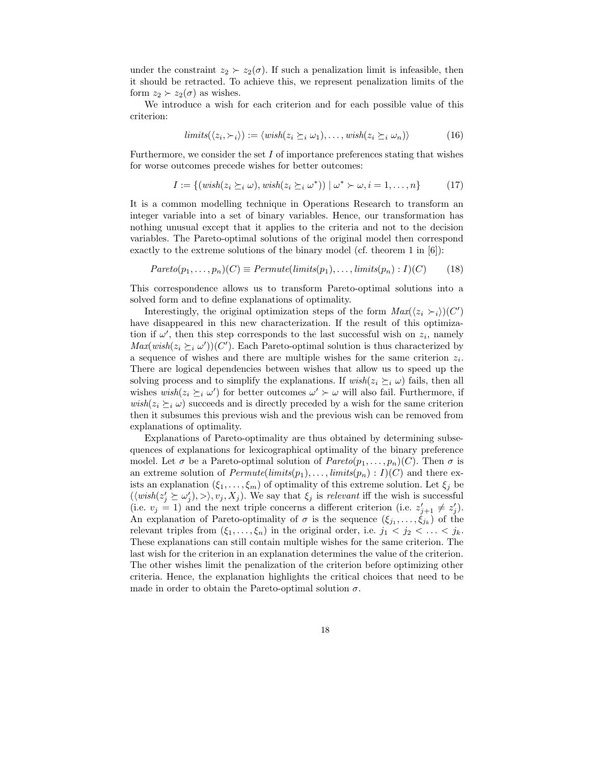under the constraint $z_2 \succ z_2(\sigma)$. If such a penalization limit is infeasible, then it should be retracted. To achieve this, we represent penalization limits of the form $z_2 \succ z_2(\sigma)$ as wishes.

We introduce a wish for each criterion and for each possible value of this criterion:

$$limits(\langle z_i, \succ_i \rangle) := \langle wish(z_i \succeq_i \omega_1), \ldots, wish(z_i \succeq_i \omega_n) \rangle \tag{16}$$

Furthermore, we consider the set $I$ of importance preferences stating that wishes for worse outcomes precede wishes for better outcomes:

$$I := \{(wish(z_i \succeq_i \omega), wish(z_i \succeq_i \omega^*)) \mid \omega^* \succ \omega, i = 1, \ldots, n\} \tag{17}$$

It is a common modelling technique in Operations Research to transform an integer variable into a set of binary variables. Hence, our transformation has nothing unusual except that it applies to the criteria and not to the decision variables. The Pareto-optimal solutions of the original model then correspond exactly to the extreme solutions of the binary model (cf. theorem 1 in [6]):

$$Pareto(p_1, \ldots, p_n)(C) \equiv Permute(limits(p_1), \ldots, limits(p_n) : I)(C) \tag{18}$$

This correspondence allows us to transform Pareto-optimal solutions into a solved form and to define explanations of optimality.

Interestingly, the original optimization steps of the form $Max(\langle z_i \succ_i \rangle)(C')$ have disappeared in this new characterization. If the result of this optimization if $\omega'$, then this step corresponds to the last successful wish on $z_i$, namely $Max(wish(z_i \succeq_i \omega'))(C')$. Each Pareto-optimal solution is thus characterized by a sequence of wishes and there are multiple wishes for the same criterion $z_i$. There are logical dependencies between wishes that allow us to speed up the solving process and to simplify the explanations. If $wish(z_i \succeq_i \omega)$ fails, then all wishes $wish(z_i \succeq_i \omega')$ for better outcomes $\omega' \succ \omega$ will also fail. Furthermore, if $wish(z_i \succeq_i \omega)$ succeeds and is directly preceded by a wish for the same criterion then it subsumes this previous wish and the previous wish can be removed from explanations of optimality.

Explanations of Pareto-optimality are thus obtained by determining subsequences of explanations for lexicographical optimality of the binary preference model. Let $\sigma$ be a Pareto-optimal solution of $Pareto(p_1, \ldots, p_n)(C)$. Then $\sigma$ is an extreme solution of $Permute(limits(p_1), \ldots, limits(p_n) : I)(C)$ and there exists an explanation $(\xi_1, \ldots, \xi_m)$ of optimality of this extreme solution. Let $\xi_j$ be $(\langle wish(z'_j \succeq \omega'_j), > \rangle, v_j, X_j)$. We say that $\xi_j$ is *relevant* iff the wish is successful (i.e. $v_j = 1$) and the next triple concerns a different criterion (i.e. $z'_{j+1} \neq z'_j$). An explanation of Pareto-optimality of $\sigma$ is the sequence $(\xi_{j_1}, \ldots, \xi_{j_k})$ of the relevant triples from $(\xi_1, \ldots, \xi_n)$ in the original order, i.e. $j_1 < j_2 < \ldots < j_k$. These explanations can still contain multiple wishes for the same criterion. The last wish for the criterion in an explanation determines the value of the criterion. The other wishes limit the penalization of the criterion before optimizing other criteria. Hence, the explanation highlights the critical choices that need to be made in order to obtain the Pareto-optimal solution $\sigma$.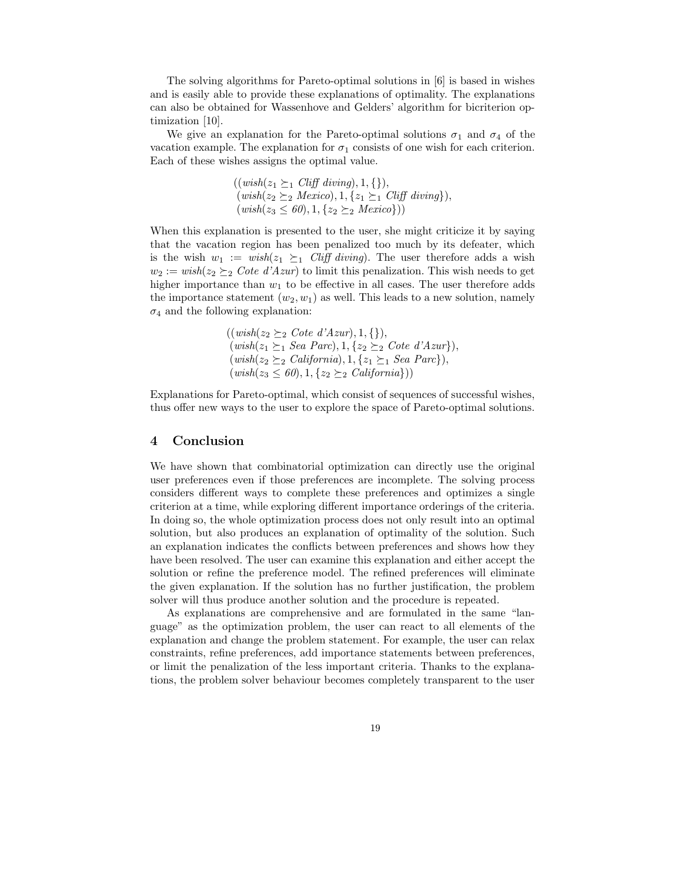The solving algorithms for Pareto-optimal solutions in [6] is based in wishes and is easily able to provide these explanations of optimality. The explanations can also be obtained for Wassenhove and Gelders' algorithm for bicriterion optimization [10].

We give an explanation for the Pareto-optimal solutions $\sigma_1$ and $\sigma_4$ of the vacation example. The explanation for $\sigma_1$ consists of one wish for each criterion. Each of these wishes assigns the optimal value.

$$\begin{aligned}
&((\mathit{wish}(z_1 \succeq_1 \mathit{Cliff\ diving}), 1, \{\}),\\
&\ (\mathit{wish}(z_2 \succeq_2 \mathit{Mexico}), 1, \{z_1 \succeq_1 \mathit{Cliff\ diving}\}),\\
&\ (\mathit{wish}(z_3 \leq 60), 1, \{z_2 \succeq_2 \mathit{Mexico}\}))
\end{aligned}$$

When this explanation is presented to the user, she might criticize it by saying that the vacation region has been penalized too much by its defeater, which is the wish $w_1 := \mathit{wish}(z_1 \succeq_1 \mathit{Cliff\ diving})$. The user therefore adds a wish $w_2 := \mathit{wish}(z_2 \succeq_2 \mathit{Cote\ d'Azur})$ to limit this penalization. This wish needs to get higher importance than $w_1$ to be effective in all cases. The user therefore adds the importance statement $(w_2, w_1)$ as well. This leads to a new solution, namely $\sigma_4$ and the following explanation:

$$\begin{aligned}
&((\mathit{wish}(z_2 \succeq_2 \mathit{Cote\ d'Azur}), 1, \{\}),\\
&\ (\mathit{wish}(z_1 \succeq_1 \mathit{Sea\ Parc}), 1, \{z_2 \succeq_2 \mathit{Cote\ d'Azur}\}),\\
&\ (\mathit{wish}(z_2 \succeq_2 \mathit{California}), 1, \{z_1 \succeq_1 \mathit{Sea\ Parc}\}),\\
&\ (\mathit{wish}(z_3 \leq 60), 1, \{z_2 \succeq_2 \mathit{California}\}))
\end{aligned}$$

Explanations for Pareto-optimal, which consist of sequences of successful wishes, thus offer new ways to the user to explore the space of Pareto-optimal solutions.

## 4 Conclusion

We have shown that combinatorial optimization can directly use the original user preferences even if those preferences are incomplete. The solving process considers different ways to complete these preferences and optimizes a single criterion at a time, while exploring different importance orderings of the criteria. In doing so, the whole optimization process does not only result into an optimal solution, but also produces an explanation of optimality of the solution. Such an explanation indicates the conflicts between preferences and shows how they have been resolved. The user can examine this explanation and either accept the solution or refine the preference model. The refined preferences will eliminate the given explanation. If the solution has no further justification, the problem solver will thus produce another solution and the procedure is repeated.

As explanations are comprehensive and are formulated in the same "language" as the optimization problem, the user can react to all elements of the explanation and change the problem statement. For example, the user can relax constraints, refine preferences, add importance statements between preferences, or limit the penalization of the less important criteria. Thanks to the explanations, the problem solver behaviour becomes completely transparent to the user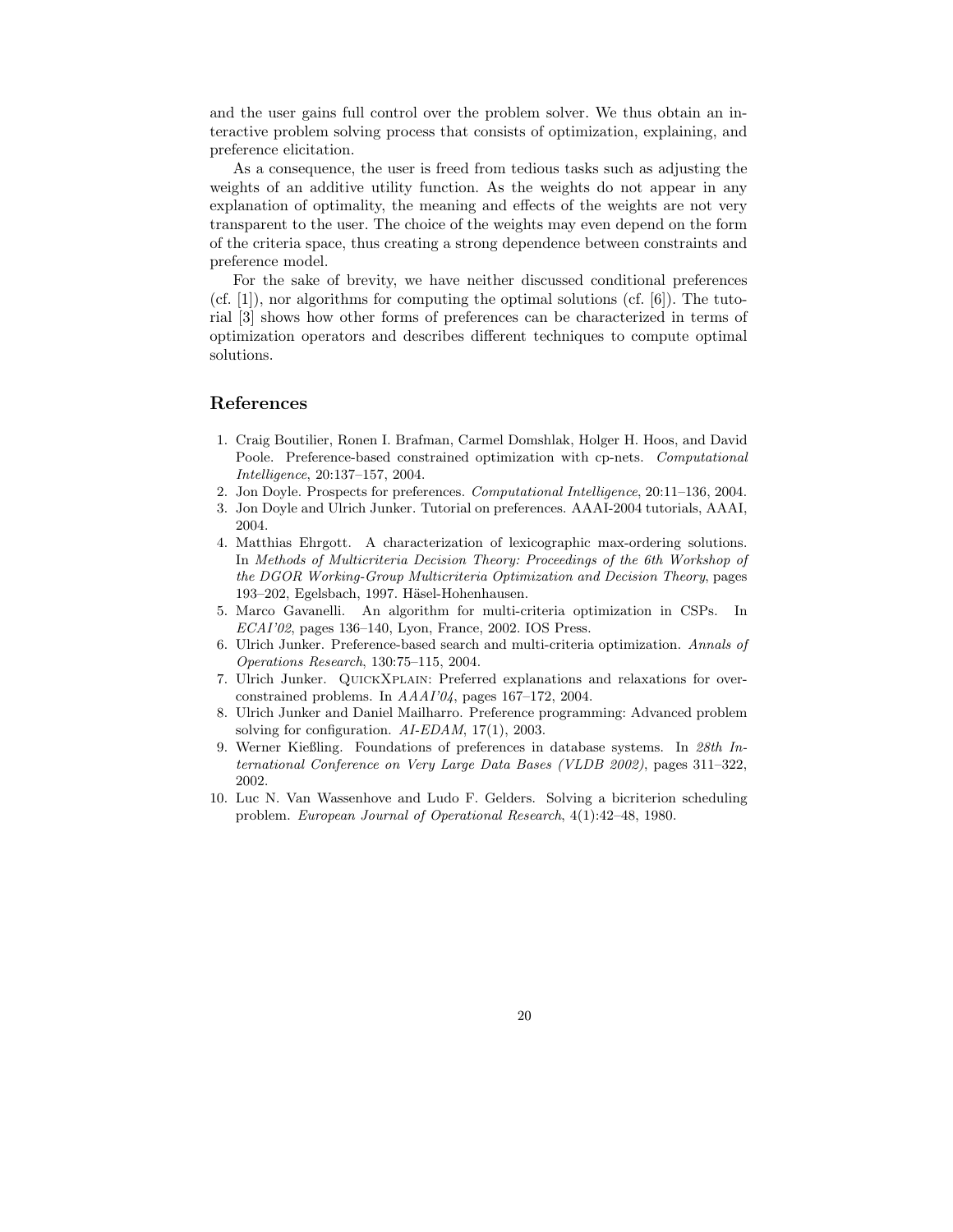and the user gains full control over the problem solver. We thus obtain an interactive problem solving process that consists of optimization, explaining, and preference elicitation.

As a consequence, the user is freed from tedious tasks such as adjusting the weights of an additive utility function. As the weights do not appear in any explanation of optimality, the meaning and effects of the weights are not very transparent to the user. The choice of the weights may even depend on the form of the criteria space, thus creating a strong dependence between constraints and preference model.

For the sake of brevity, we have neither discussed conditional preferences (cf. [1]), nor algorithms for computing the optimal solutions (cf. [6]). The tutorial [3] shows how other forms of preferences can be characterized in terms of optimization operators and describes different techniques to compute optimal solutions.

## References

1. Craig Boutilier, Ronen I. Brafman, Carmel Domshlak, Holger H. Hoos, and David Poole. Preference-based constrained optimization with cp-nets. *Computational Intelligence*, 20:137–157, 2004.
2. Jon Doyle. Prospects for preferences. *Computational Intelligence*, 20:11–136, 2004.
3. Jon Doyle and Ulrich Junker. Tutorial on preferences. AAAI-2004 tutorials, AAAI, 2004.
4. Matthias Ehrgott. A characterization of lexicographic max-ordering solutions. In *Methods of Multicriteria Decision Theory: Proceedings of the 6th Workshop of the DGOR Working-Group Multicriteria Optimization and Decision Theory*, pages 193–202, Egelsbach, 1997. Häsel-Hohenhausen.
5. Marco Gavanelli. An algorithm for multi-criteria optimization in CSPs. In *ECAI'02*, pages 136–140, Lyon, France, 2002. IOS Press.
6. Ulrich Junker. Preference-based search and multi-criteria optimization. *Annals of Operations Research*, 130:75–115, 2004.
7. Ulrich Junker. QuickXplain: Preferred explanations and relaxations for over-constrained problems. In *AAAI'04*, pages 167–172, 2004.
8. Ulrich Junker and Daniel Mailharro. Preference programming: Advanced problem solving for configuration. *AI-EDAM*, 17(1), 2003.
9. Werner Kießling. Foundations of preferences in database systems. In *28th International Conference on Very Large Data Bases (VLDB 2002)*, pages 311–322, 2002.
10. Luc N. Van Wassenhove and Ludo F. Gelders. Solving a bicriterion scheduling problem. *European Journal of Operational Research*, 4(1):42–48, 1980.